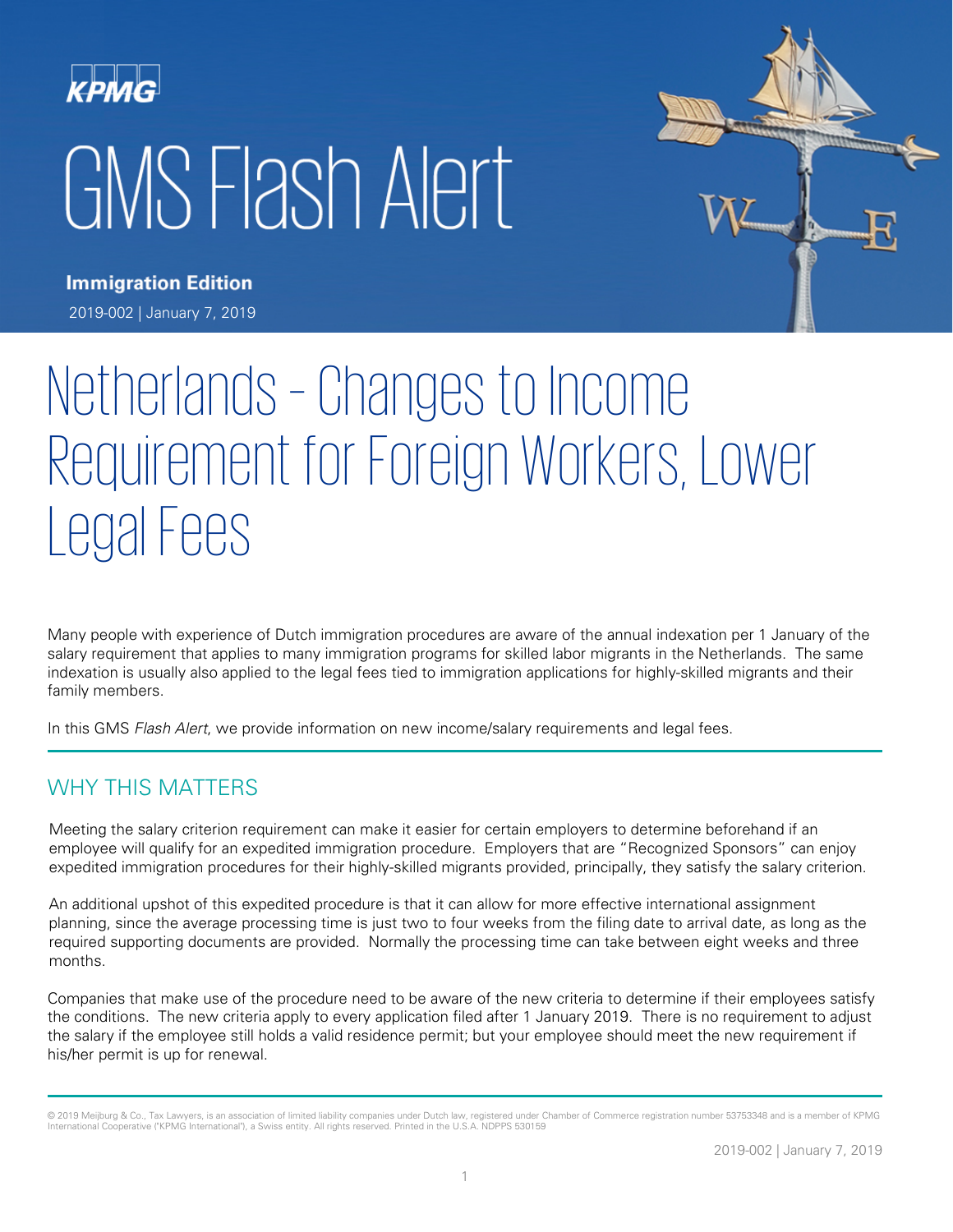KPMG

# GMS Flash Alert

**Immigration Edition**

2019-002 | January 7, 2019

# Netherlands – Changes to Income Requirement for Foreign Workers, Lower Legal Fees

Many people with experience of Dutch immigration procedures are aware of the annual indexation per 1 January of the salary requirement that applies to many immigration programs for skilled labor migrants in the Netherlands. The same indexation is usually also applied to the legal fees tied to immigration applications for highly-skilled migrants and their family members.

In this GMS *Flash Alert*, we provide information on new income/salary requirements and legal fees.

## WHY THIS MATTERS

Meeting the salary criterion requirement can make it easier for certain employers to determine beforehand if an employee will qualify for an expedited immigration procedure. Employers that are "Recognized Sponsors" can enjoy expedited immigration procedures for their highly-skilled migrants provided, principally, they satisfy the salary criterion.

An additional upshot of this expedited procedure is that it can allow for more effective international assignment planning, since the average processing time is just two to four weeks from the filing date to arrival date, as long as the required supporting documents are provided. Normally the processing time can take between eight weeks and three months.

Companies that make use of the procedure need to be aware of the new criteria to determine if their employees satisfy the conditions. The new criteria apply to every application filed after 1 January 2019. There is no requirement to adjust the salary if the employee still holds a valid residence permit; but your employee should meet the new requirement if his/her permit is up for renewal.

© 2019 Meijburg & Co., Tax Lawyers, is an association of limited liability companies under Dutch law, registered under Chamber of Commerce registration number 53753348 and is a member of KPMG International Cooperative ("KPMG International"), a Swiss entity. All rights reserved. Printed in the U.S.A. NDPPS 530159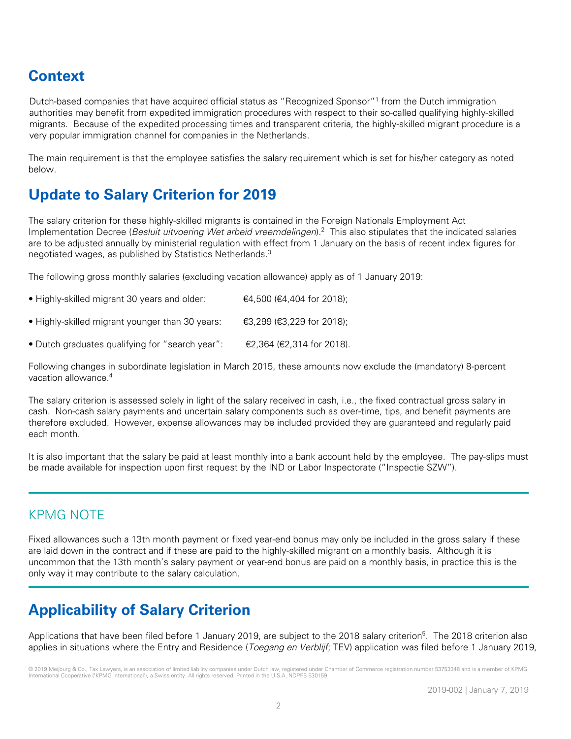## Context

Dutch-based companies that have acquired official status as "Recognized Sponsor"[1] from the Dutch immigration authorities may benefit from expedited immigration procedures with respect to their so-called qualifying highly-skilled migrants. Because of the expedited processing times and transparent criteria, the highly-skilled migrant procedure is a very popular immigration channel for companies in the Netherlands.

The main requirement is that the employee satisfies the salary requirement which is set for his/her category as noted below.

## Update to Salary Criterion for 2019

The salary criterion for these highly-skilled migrants is contained in the Foreign Nationals Employment Act Implementation Decree (*Besluit uitvoering Wet arbeid vreemdelingen*).[2] This also stipulates that the indicated salaries are to be adjusted annually by ministerial regulation with effect from 1 January on the basis of recent index figures for negotiated wages, as published by Statistics Netherlands.[3]

The following gross monthly salaries (excluding vacation allowance) apply as of 1 January 2019:

- Highly-skilled migrant 30 years and older: €4,500 (€4,404 for 2018);
- Highly-skilled migrant younger than 30 years: €3,299 (€3,229 for 2018);
- Dutch graduates qualifying for "search year": €2,364 (€2,314 for 2018).

Following changes in subordinate legislation in March 2015, these amounts now exclude the (mandatory) 8-percent vacation allowance.[4]

The salary criterion is assessed solely in light of the salary received in cash, i.e., the fixed contractual gross salary in cash. Non-cash salary payments and uncertain salary components such as over-time, tips, and benefit payments are therefore excluded. However, expense allowances may be included provided they are guaranteed and regularly paid each month.

It is also important that the salary be paid at least monthly into a bank account held by the employee. The pay-slips must be made available for inspection upon first request by the IND or Labor Inspectorate ("Inspectie SZW").

### KPMG NOTE

Fixed allowances such a 13th month payment or fixed year-end bonus may only be included in the gross salary if these are laid down in the contract and if these are paid to the highly-skilled migrant on a monthly basis. Although it is uncommon that the 13th month's salary payment or year-end bonus are paid on a monthly basis, in practice this is the only way it may contribute to the salary calculation.

## Applicability of Salary Criterion

Applications that have been filed before 1 January 2019, are subject to the 2018 salary criterion[5]. The 2018 criterion also applies in situations where the Entry and Residence (*Toegang en Verblijf*; TEV) application was filed before 1 January 2019,

© 2019 Meijburg & Co., Tax Lawyers, is an association of limited liability companies under Dutch law, registered under Chamber of Commerce registration number 53753348 and is a member of KPMG International Cooperative ("KPMG International"), a Swiss entity. All rights reserved. Printed in the U.S.A. NDPPS 530159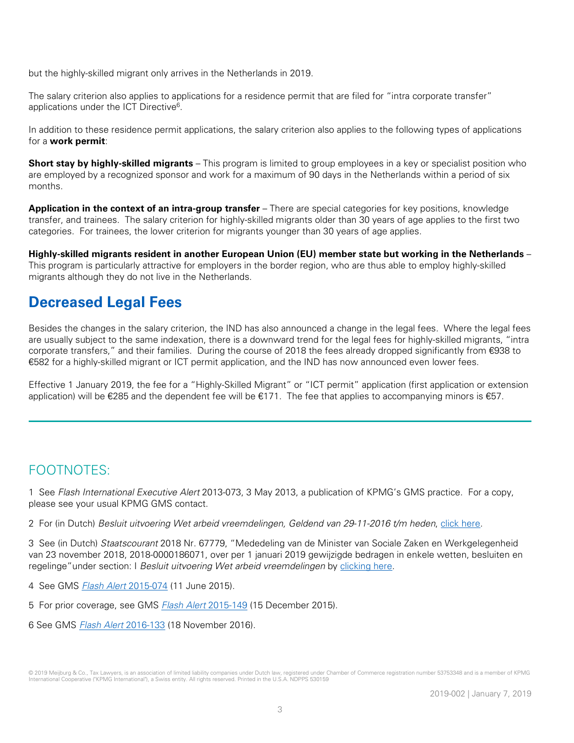but the highly-skilled migrant only arrives in the Netherlands in 2019.

The salary criterion also applies to applications for a residence permit that are filed for "intra corporate transfer" applications under the ICT Directive[6].

In addition to these residence permit applications, the salary criterion also applies to the following types of applications for a **work permit**:

**Short stay by highly-skilled migrants** – This program is limited to group employees in a key or specialist position who are employed by a recognized sponsor and work for a maximum of 90 days in the Netherlands within a period of six months.

**Application in the context of an intra-group transfer** – There are special categories for key positions, knowledge transfer, and trainees. The salary criterion for highly-skilled migrants older than 30 years of age applies to the first two categories. For trainees, the lower criterion for migrants younger than 30 years of age applies.

**Highly-skilled migrants resident in another European Union (EU) member state but working in the Netherlands** – This program is particularly attractive for employers in the border region, who are thus able to employ highly-skilled migrants although they do not live in the Netherlands.

## Decreased Legal Fees

Besides the changes in the salary criterion, the IND has also announced a change in the legal fees. Where the legal fees are usually subject to the same indexation, there is a downward trend for the legal fees for highly-skilled migrants, "intra corporate transfers," and their families. During the course of 2018 the fees already dropped significantly from €938 to €582 for a highly-skilled migrant or ICT permit application, and the IND has now announced even lower fees.

Effective 1 January 2019, the fee for a "Highly-Skilled Migrant" or "ICT permit" application (first application or extension application) will be €285 and the dependent fee will be €171. The fee that applies to accompanying minors is €57.

---

## FOOTNOTES:

1 See *Flash International Executive Alert* 2013-073, 3 May 2013, a publication of KPMG's GMS practice. For a copy, please see your usual KPMG GMS contact.

2 For (in Dutch) *Besluit uitvoering Wet arbeid vreemdelingen, Geldend van 29-11-2016 t/m heden*, click here.

3 See (in Dutch) *Staatscourant* 2018 Nr. 67779, "Mededeling van de Minister van Sociale Zaken en Werkgelegenheid van 23 november 2018, 2018-0000186071, over per 1 januari 2019 gewijzigde bedragen in enkele wetten, besluiten en regelinge"under section: I *Besluit uitvoering Wet arbeid vreemdelingen* by clicking here.

4 See GMS *Flash Alert* 2015-074 (11 June 2015).

5 For prior coverage, see GMS *Flash Alert* 2015-149 (15 December 2015).

6 See GMS *Flash Alert* 2016-133 (18 November 2016).

© 2019 Meijburg & Co., Tax Lawyers, is an association of limited liability companies under Dutch law, registered under Chamber of Commerce registration number 53753348 and is a member of KPMG International Cooperative ("KPMG International"), a Swiss entity. All rights reserved. Printed in the U.S.A. NDPPS 530159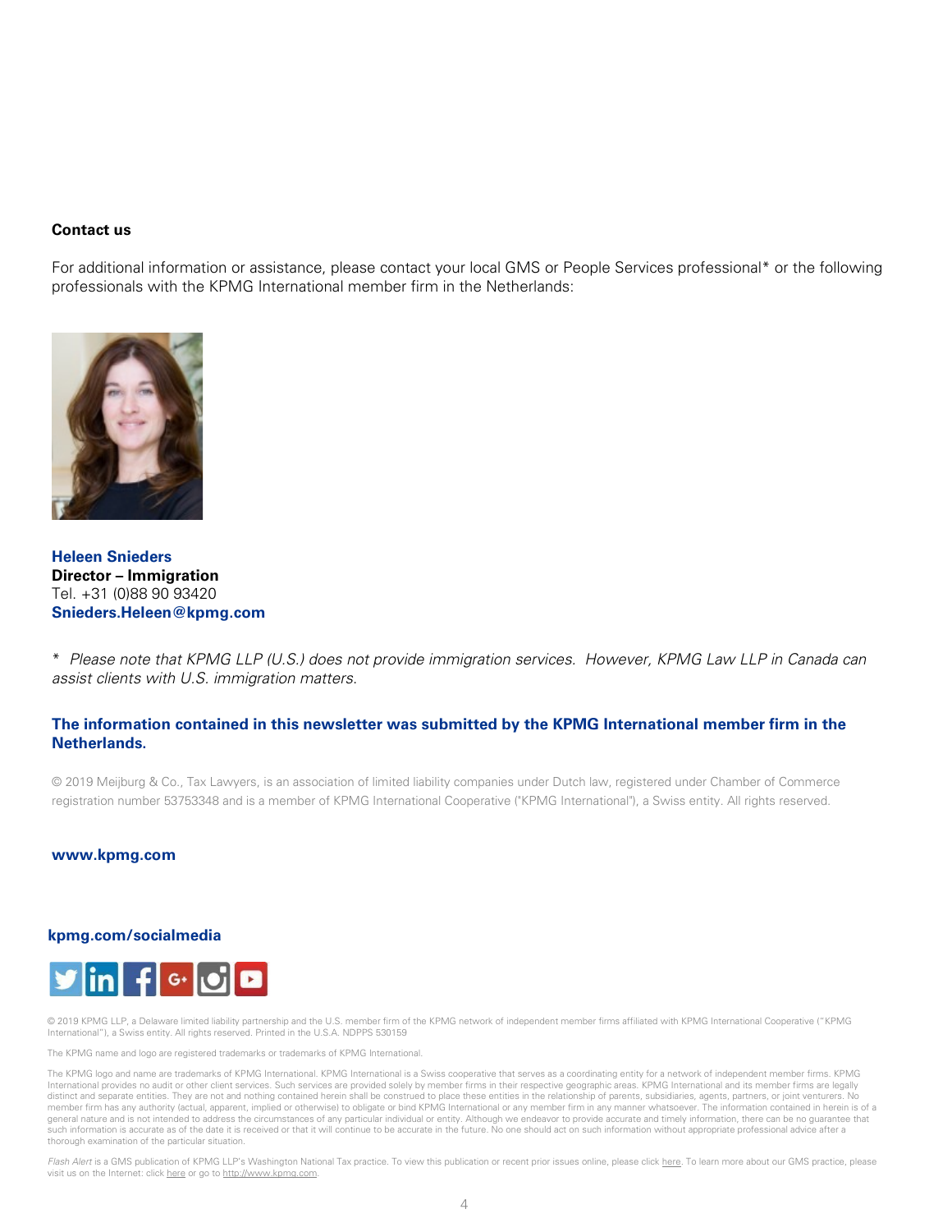**Contact us**

For additional information or assistance, please contact your local GMS or People Services professional* or the following professionals with the KPMG International member firm in the Netherlands:

**Heleen Snieders**
**Director – Immigration**
Tel. +31 (0)88 90 93420
**Snieders.Heleen@kpmg.com**

* *Please note that KPMG LLP (U.S.) does not provide immigration services. However, KPMG Law LLP in Canada can assist clients with U.S. immigration matters.*

**The information contained in this newsletter was submitted by the KPMG International member firm in the Netherlands.**

© 2019 Meijburg & Co., Tax Lawyers, is an association of limited liability companies under Dutch law, registered under Chamber of Commerce registration number 53753348 and is a member of KPMG International Cooperative ("KPMG International"), a Swiss entity. All rights reserved.

**www.kpmg.com**

**kpmg.com/socialmedia**

© 2019 KPMG LLP, a Delaware limited liability partnership and the U.S. member firm of the KPMG network of independent member firms affiliated with KPMG International Cooperative ("KPMG International"), a Swiss entity. All rights reserved. Printed in the U.S.A. NDPPS 530159

The KPMG name and logo are registered trademarks or trademarks of KPMG International.

The KPMG logo and name are trademarks of KPMG International. KPMG International is a Swiss cooperative that serves as a coordinating entity for a network of independent member firms. KPMG International provides no audit or other client services. Such services are provided solely by member firms in their respective geographic areas. KPMG International and its member firms are legally distinct and separate entities. They are not and nothing contained herein shall be construed to place these entities in the relationship of parents, subsidiaries, agents, partners, or joint venturers. No member firm has any authority (actual, apparent, implied or otherwise) to obligate or bind KPMG International or any member firm in any manner whatsoever. The information contained in herein is of a general nature and is not intended to address the circumstances of any particular individual or entity. Although we endeavor to provide accurate and timely information, there can be no guarantee that such information is accurate as of the date it is received or that it will continue to be accurate in the future. No one should act on such information without appropriate professional advice after a thorough examination of the particular situation.

*Flash Alert* is a GMS publication of KPMG LLP's Washington National Tax practice. To view this publication or recent prior issues online, please click here. To learn more about our GMS practice, please visit us on the Internet: click here or go to http://www.kpmg.com.